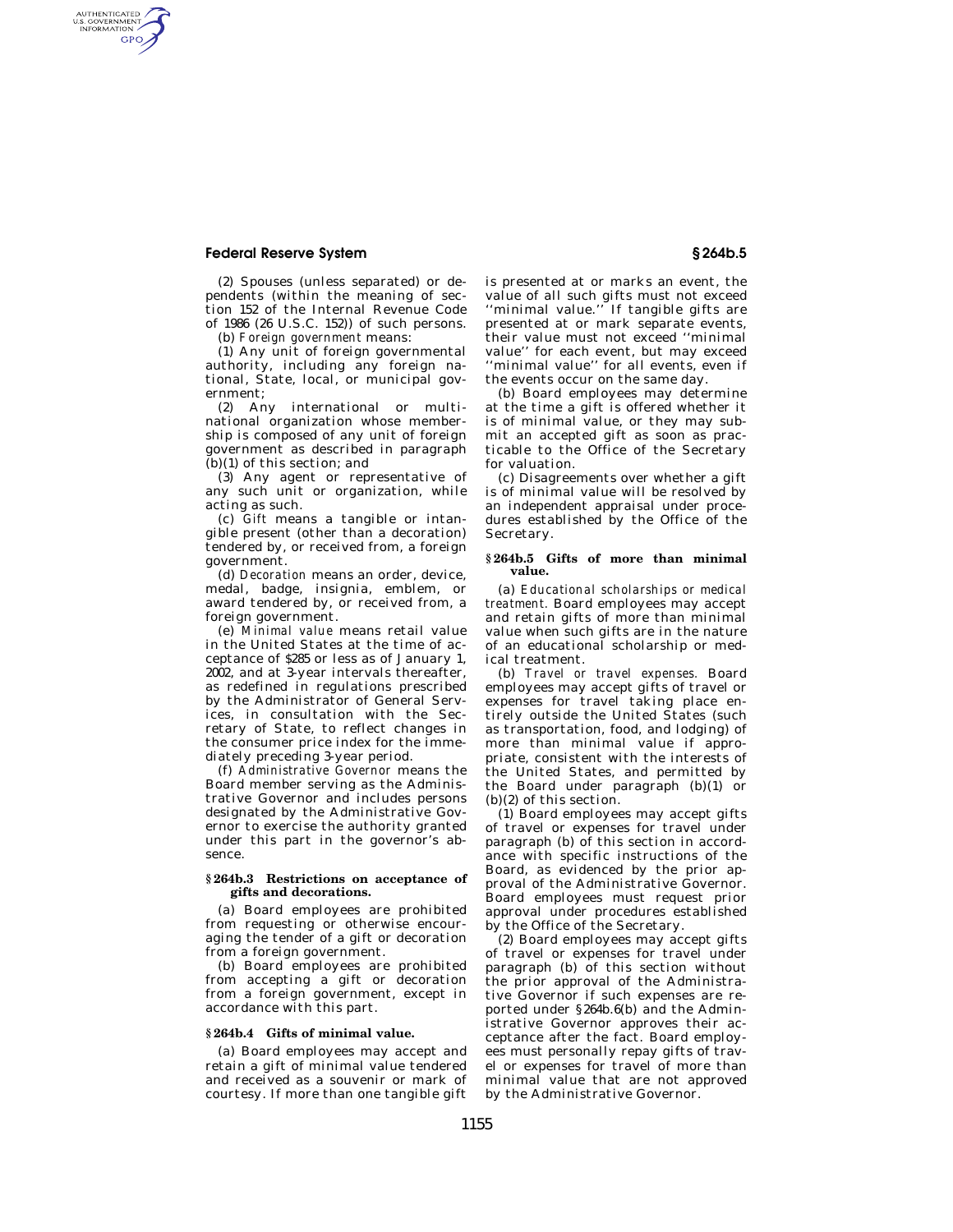(2) Spouses (unless separated) or dependents (within the meaning of section 152 of the Internal Revenue Code of 1986 (26 U.S.C. 152)) of such persons.

(b) *Foreign government* means:

(1) Any unit of foreign governmental authority, including any foreign national, State, local, or municipal government;

(2) Any international or multinational organization whose membership is composed of any unit of foreign government as described in paragraph (b)(1) of this section; and

(3) Any agent or representative of any such unit or organization, while acting as such.

(c) *Gift* means a tangible or intangible present (other than a decoration) tendered by, or received from, a foreign government.

(d) *Decoration* means an order, device, medal, badge, insignia, emblem, or award tendered by, or received from, a foreign government.

(e) *Minimal value* means retail value in the United States at the time of acceptance of $285 or less as of January 1, 2002, and at 3-year intervals thereafter, as redefined in regulations prescribed by the Administrator of General Services, in consultation with the Secretary of State, to reflect changes in the consumer price index for the immediately preceding 3-year period.

(f) *Administrative Governor* means the Board member serving as the Administrative Governor and includes persons designated by the Administrative Governor to exercise the authority granted under this part in the governor's absence.

### § 264b.3 Restrictions on acceptance of gifts and decorations.

(a) Board employees are prohibited from requesting or otherwise encouraging the tender of a gift or decoration from a foreign government.

(b) Board employees are prohibited from accepting a gift or decoration from a foreign government, except in accordance with this part.

### § 264b.4 Gifts of minimal value.

(a) Board employees may accept and retain a gift of minimal value tendered and received as a souvenir or mark of courtesy. If more than one tangible gift is presented at or marks an event, the value of all such gifts must not exceed "minimal value." If tangible gifts are presented at or mark separate events, their value must not exceed "minimal value" for each event, but may exceed "minimal value" for all events, even if the events occur on the same day.

(b) Board employees may determine at the time a gift is offered whether it is of minimal value, or they may submit an accepted gift as soon as practicable to the Office of the Secretary for valuation.

(c) Disagreements over whether a gift is of minimal value will be resolved by an independent appraisal under procedures established by the Office of the Secretary.

### § 264b.5 Gifts of more than minimal value.

(a) *Educational scholarships or medical treatment.* Board employees may accept and retain gifts of more than minimal value when such gifts are in the nature of an educational scholarship or medical treatment.

(b) *Travel or travel expenses.* Board employees may accept gifts of travel or expenses for travel taking place entirely outside the United States (such as transportation, food, and lodging) of more than minimal value if appropriate, consistent with the interests of the United States, and permitted by the Board under paragraph (b)(1) or (b)(2) of this section.

(1) Board employees may accept gifts of travel or expenses for travel under paragraph (b) of this section in accordance with specific instructions of the Board, as evidenced by the prior approval of the Administrative Governor. Board employees must request prior approval under procedures established by the Office of the Secretary.

(2) Board employees may accept gifts of travel or expenses for travel under paragraph (b) of this section without the prior approval of the Administrative Governor if such expenses are reported under § 264b.6(b) and the Administrative Governor approves their acceptance after the fact. Board employees must personally repay gifts of travel or expenses for travel of more than minimal value that are not approved by the Administrative Governor.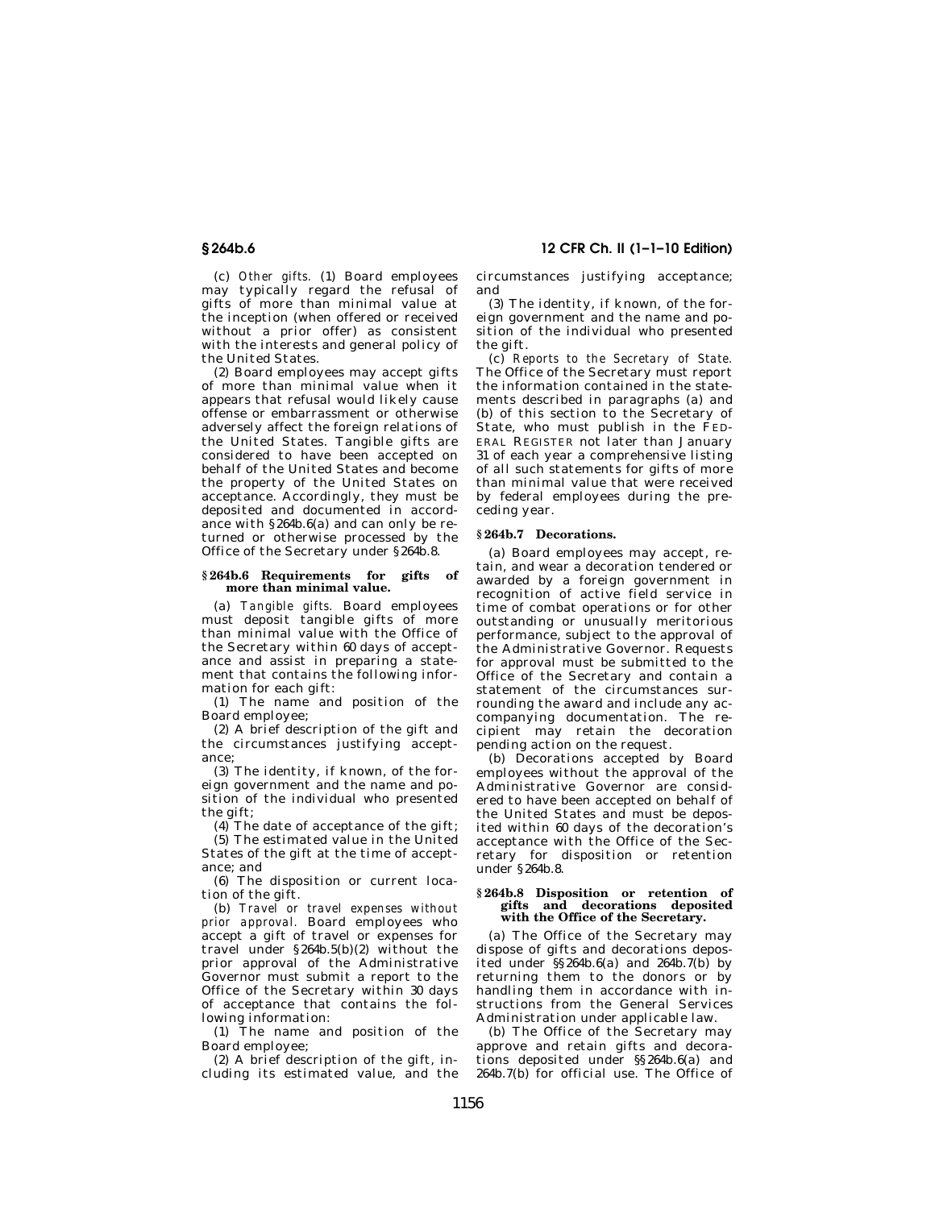(c) *Other gifts.* (1) Board employees may typically regard the refusal of gifts of more than minimal value at the inception (when offered or received without a prior offer) as consistent with the interests and general policy of the United States.

(2) Board employees may accept gifts of more than minimal value when it appears that refusal would likely cause offense or embarrassment or otherwise adversely affect the foreign relations of the United States. Tangible gifts are considered to have been accepted on behalf of the United States and become the property of the United States on acceptance. Accordingly, they must be deposited and documented in accordance with §264b.6(a) and can only be returned or otherwise processed by the Office of the Secretary under §264b.8.

### §264b.6 Requirements for gifts of more than minimal value.

(a) *Tangible gifts.* Board employees must deposit tangible gifts of more than minimal value with the Office of the Secretary within 60 days of acceptance and assist in preparing a statement that contains the following information for each gift:

(1) The name and position of the Board employee;

(2) A brief description of the gift and the circumstances justifying acceptance;

(3) The identity, if known, of the foreign government and the name and position of the individual who presented the gift;

(4) The date of acceptance of the gift;

(5) The estimated value in the United States of the gift at the time of acceptance; and

(6) The disposition or current location of the gift.

(b) *Travel or travel expenses without prior approval.* Board employees who accept a gift of travel or expenses for travel under §264b.5(b)(2) without the prior approval of the Administrative Governor must submit a report to the Office of the Secretary within 30 days of acceptance that contains the following information:

(1) The name and position of the Board employee;

(2) A brief description of the gift, including its estimated value, and the circumstances justifying acceptance; and

(3) The identity, if known, of the foreign government and the name and position of the individual who presented the gift.

(c) *Reports to the Secretary of State.* The Office of the Secretary must report the information contained in the statements described in paragraphs (a) and (b) of this section to the Secretary of State, who must publish in the FEDERAL REGISTER not later than January 31 of each year a comprehensive listing of all such statements for gifts of more than minimal value that were received by federal employees during the preceding year.

### §264b.7 Decorations.

(a) Board employees may accept, retain, and wear a decoration tendered or awarded by a foreign government in recognition of active field service in time of combat operations or for other outstanding or unusually meritorious performance, subject to the approval of the Administrative Governor. Requests for approval must be submitted to the Office of the Secretary and contain a statement of the circumstances surrounding the award and include any accompanying documentation. The recipient may retain the decoration pending action on the request.

(b) Decorations accepted by Board employees without the approval of the Administrative Governor are considered to have been accepted on behalf of the United States and must be deposited within 60 days of the decoration's acceptance with the Office of the Secretary for disposition or retention under §264b.8.

### §264b.8 Disposition or retention of gifts and decorations deposited with the Office of the Secretary.

(a) The Office of the Secretary may dispose of gifts and decorations deposited under §§264b.6(a) and 264b.7(b) by returning them to the donors or by handling them in accordance with instructions from the General Services Administration under applicable law.

(b) The Office of the Secretary may approve and retain gifts and decorations deposited under §§264b.6(a) and 264b.7(b) for official use. The Office of